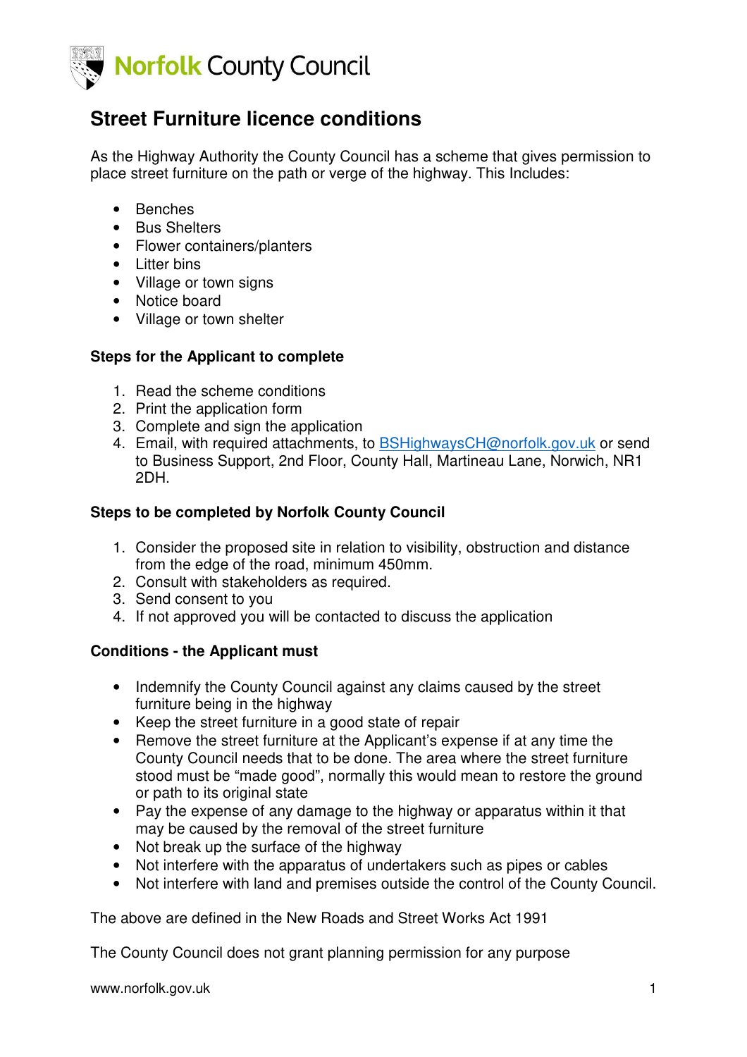Norfolk County Council

# Street Furniture licence conditions

As the Highway Authority the County Council has a scheme that gives permission to place street furniture on the path or verge of the highway. This Includes:

- Benches
- Bus Shelters
- Flower containers/planters
- Litter bins
- Village or town signs
- Notice board
- Village or town shelter

**Steps for the Applicant to complete**

1. Read the scheme conditions
2. Print the application form
3. Complete and sign the application
4. Email, with required attachments, to BSHighwaysCH@norfolk.gov.uk or send to Business Support, 2nd Floor, County Hall, Martineau Lane, Norwich, NR1 2DH.

**Steps to be completed by Norfolk County Council**

1. Consider the proposed site in relation to visibility, obstruction and distance from the edge of the road, minimum 450mm.
2. Consult with stakeholders as required.
3. Send consent to you
4. If not approved you will be contacted to discuss the application

**Conditions - the Applicant must**

- Indemnify the County Council against any claims caused by the street furniture being in the highway
- Keep the street furniture in a good state of repair
- Remove the street furniture at the Applicant's expense if at any time the County Council needs that to be done. The area where the street furniture stood must be "made good", normally this would mean to restore the ground or path to its original state
- Pay the expense of any damage to the highway or apparatus within it that may be caused by the removal of the street furniture
- Not break up the surface of the highway
- Not interfere with the apparatus of undertakers such as pipes or cables
- Not interfere with land and premises outside the control of the County Council.

The above are defined in the New Roads and Street Works Act 1991

The County Council does not grant planning permission for any purpose

www.norfolk.gov.uk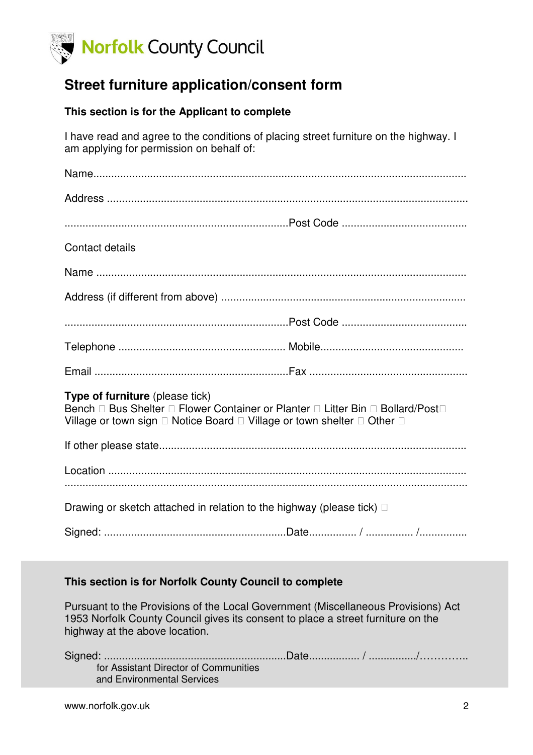Norfolk County Council

# Street furniture application/consent form

**This section is for the Applicant to complete**

I have read and agree to the conditions of placing street furniture on the highway. I am applying for permission on behalf of:

Name..........................................................................................................................

Address .....................................................................................................................

..........................................................................Post Code ........................................

Contact details

Name .........................................................................................................................

Address (if different from above) ...............................................................................

..........................................................................Post Code ........................................

Telephone ....................................................... Mobile...............................................

Email ................................................................Fax ....................................................

**Type of furniture** (please tick)
Bench ☐ Bus Shelter ☐ Flower Container or Planter ☐ Litter Bin ☐ Bollard/Post☐
Village or town sign ☐ Notice Board ☐ Village or town shelter ☐ Other ☐

If other please state......................................................................................................

Location ......................................................................................................................
.....................................................................................................................................

Drawing or sketch attached in relation to the highway (please tick) ☐

Signed: ............................................................Date................ / ................ /................

**This section is for Norfolk County Council to complete**

Pursuant to the Provisions of the Local Government (Miscellaneous Provisions) Act 1953 Norfolk County Council gives its consent to place a street furniture on the highway at the above location.

Signed: ...........................................................Date................. / ................/…………..
for Assistant Director of Communities
and Environmental Services

www.norfolk.gov.uk